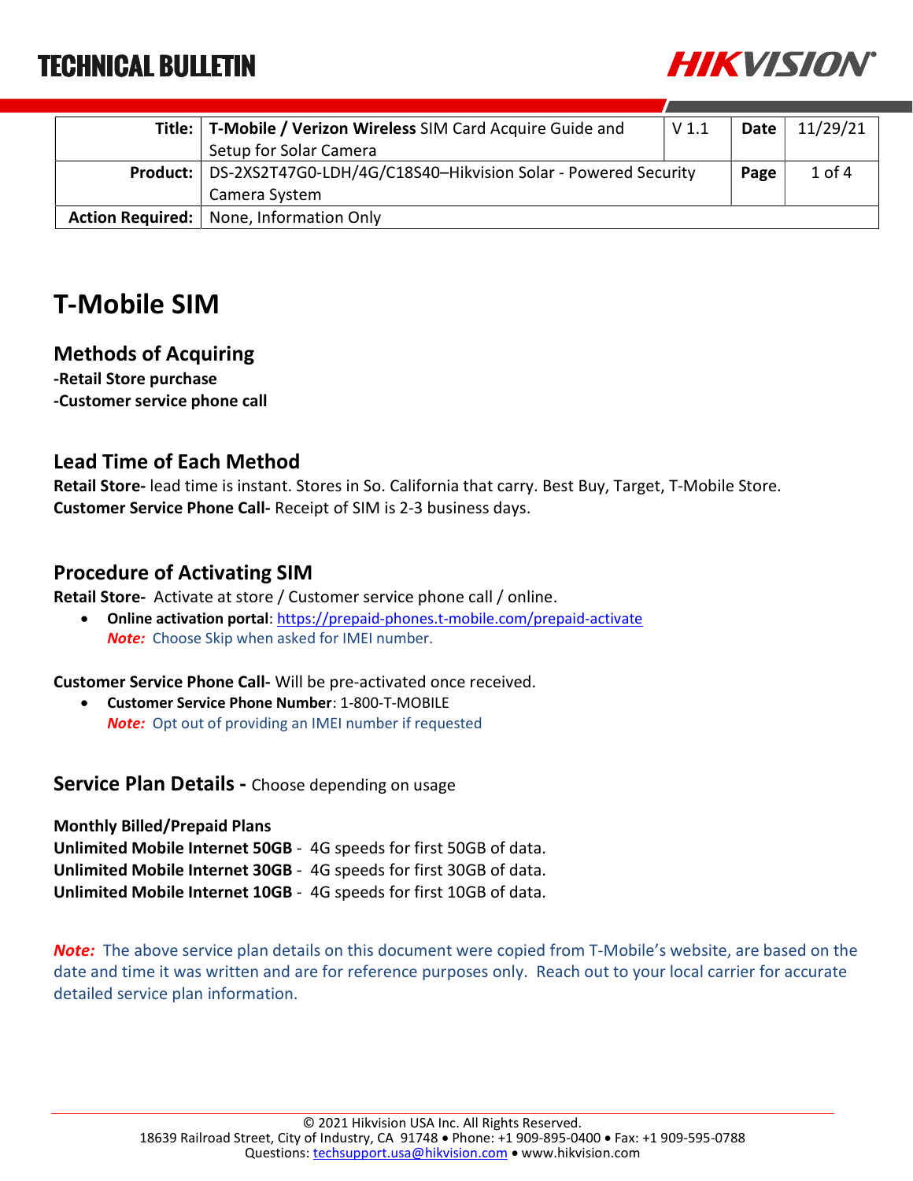# TECHNICAL BULLETIN

| | | | | |
|---|---|---|---|---|
| **Title:** | **T-Mobile / Verizon Wireless** SIM Card Acquire Guide and Setup for Solar Camera | V 1.1 | **Date** | 11/29/21 |
| **Product:** | DS-2XS2T47G0-LDH/4G/C18S40–Hikvision Solar - Powered Security Camera System | | **Page** | 1 of 4 |
| **Action Required:** | None, Information Only | | | |

# T-Mobile SIM

## Methods of Acquiring

**-Retail Store purchase**
**-Customer service phone call**

## Lead Time of Each Method

**Retail Store-** lead time is instant. Stores in So. California that carry. Best Buy, Target, T-Mobile Store.
**Customer Service Phone Call-** Receipt of SIM is 2-3 business days.

## Procedure of Activating SIM

**Retail Store-** Activate at store / Customer service phone call / online.

- **Online activation portal**: https://prepaid-phones.t-mobile.com/prepaid-activate
  ***Note:*** Choose Skip when asked for IMEI number.

**Customer Service Phone Call-** Will be pre-activated once received.

- **Customer Service Phone Number**: 1-800-T-MOBILE
  ***Note:*** Opt out of providing an IMEI number if requested

## Service Plan Details - Choose depending on usage

**Monthly Billed/Prepaid Plans**
**Unlimited Mobile Internet 50GB** - 4G speeds for first 50GB of data.
**Unlimited Mobile Internet 30GB** - 4G speeds for first 30GB of data.
**Unlimited Mobile Internet 10GB** - 4G speeds for first 10GB of data.

***Note:*** The above service plan details on this document were copied from T-Mobile's website, are based on the date and time it was written and are for reference purposes only. Reach out to your local carrier for accurate detailed service plan information.

© 2021 Hikvision USA Inc. All Rights Reserved.
18639 Railroad Street, City of Industry, CA 91748 • Phone: +1 909-895-0400 • Fax: +1 909-595-0788
Questions: techsupport.usa@hikvision.com • www.hikvision.com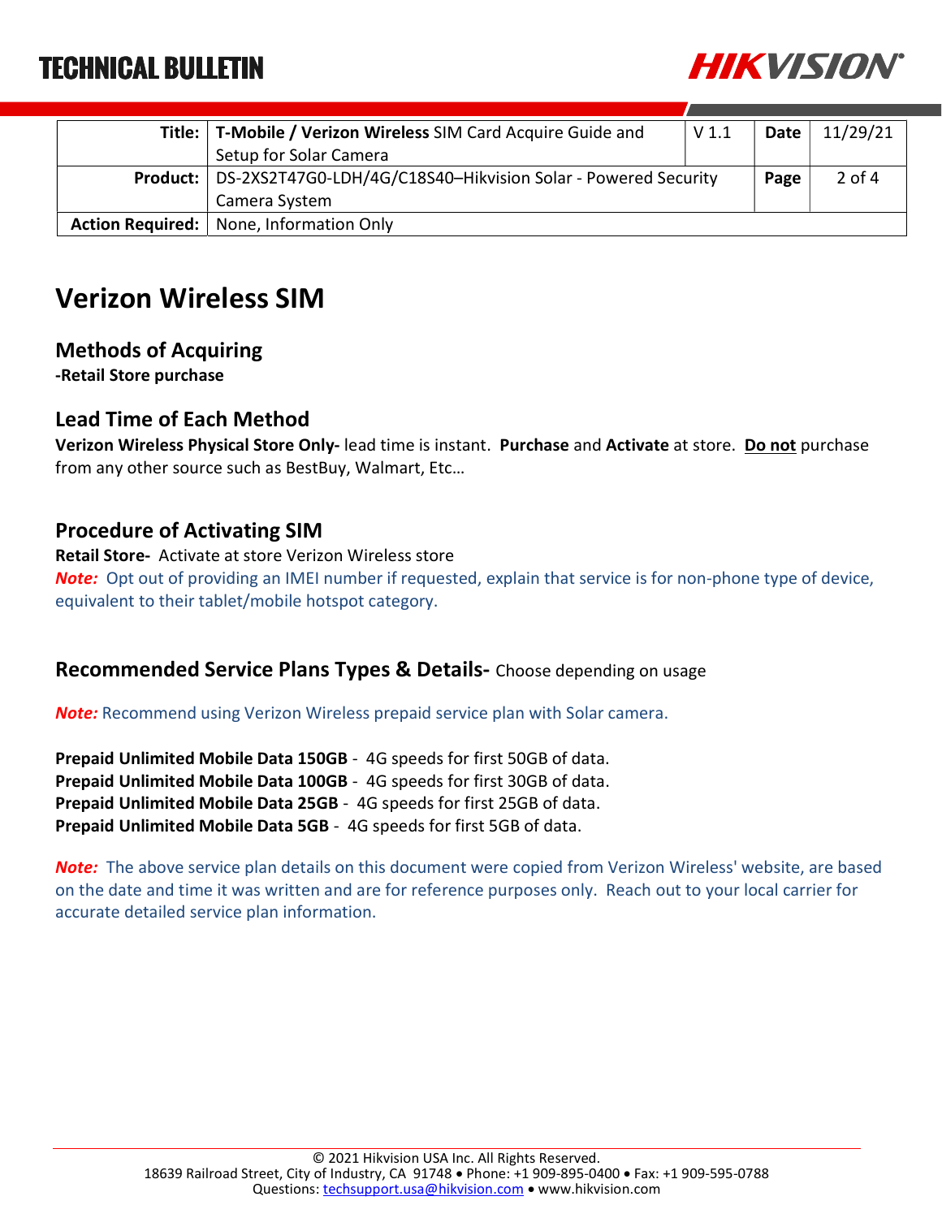| | | | | |
|---|---|---|---|---|
| **Title:** | **T-Mobile / Verizon Wireless** SIM Card Acquire Guide and Setup for Solar Camera | V 1.1 | **Date** | 11/29/21 |
| **Product:** | DS-2XS2T47G0-LDH/4G/C18S40–Hikvision Solar - Powered Security Camera System | | **Page** | 2 of 4 |
| **Action Required:** | None, Information Only | | | |

# Verizon Wireless SIM

## Methods of Acquiring

**-Retail Store purchase**

## Lead Time of Each Method

**Verizon Wireless Physical Store Only-** lead time is instant. **Purchase** and **Activate** at store. **Do not** purchase from any other source such as BestBuy, Walmart, Etc…

## Procedure of Activating SIM

**Retail Store-** Activate at store Verizon Wireless store

***Note:*** Opt out of providing an IMEI number if requested, explain that service is for non-phone type of device, equivalent to their tablet/mobile hotspot category.

## Recommended Service Plans Types & Details- Choose depending on usage

***Note:*** Recommend using Verizon Wireless prepaid service plan with Solar camera.

**Prepaid Unlimited Mobile Data 150GB** - 4G speeds for first 50GB of data.
**Prepaid Unlimited Mobile Data 100GB** - 4G speeds for first 30GB of data.
**Prepaid Unlimited Mobile Data 25GB** - 4G speeds for first 25GB of data.
**Prepaid Unlimited Mobile Data 5GB** - 4G speeds for first 5GB of data.

***Note:*** The above service plan details on this document were copied from Verizon Wireless' website, are based on the date and time it was written and are for reference purposes only. Reach out to your local carrier for accurate detailed service plan information.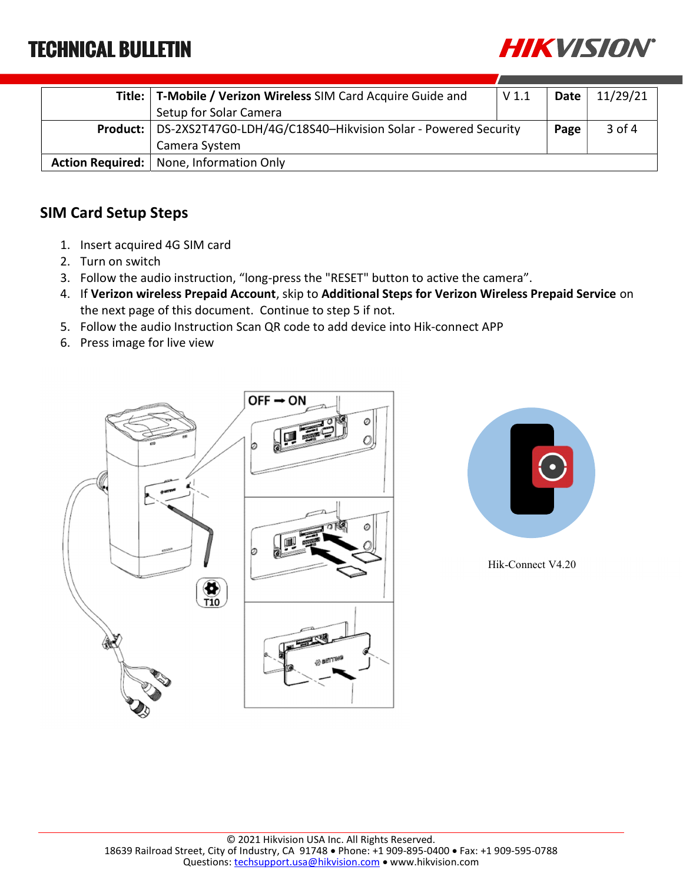| Title: | **T-Mobile / Verizon Wireless** SIM Card Acquire Guide and Setup for Solar Camera | V 1.1 | **Date** | 11/29/21 |
|---|---|---|---|---|
| **Product:** | DS-2XS2T47G0-LDH/4G/C18S40–Hikvision Solar - Powered Security Camera System | | **Page** | 3 of 4 |
| **Action Required:** | None, Information Only | | | |

## SIM Card Setup Steps

1. Insert acquired 4G SIM card
2. Turn on switch
3. Follow the audio instruction, “long-press the "RESET" button to active the camera”.
4. If **Verizon wireless Prepaid Account**, skip to **Additional Steps for Verizon Wireless Prepaid Service** on the next page of this document. Continue to step 5 if not.
5. Follow the audio Instruction Scan QR code to add device into Hik-connect APP
6. Press image for live view

Hik-Connect V4.20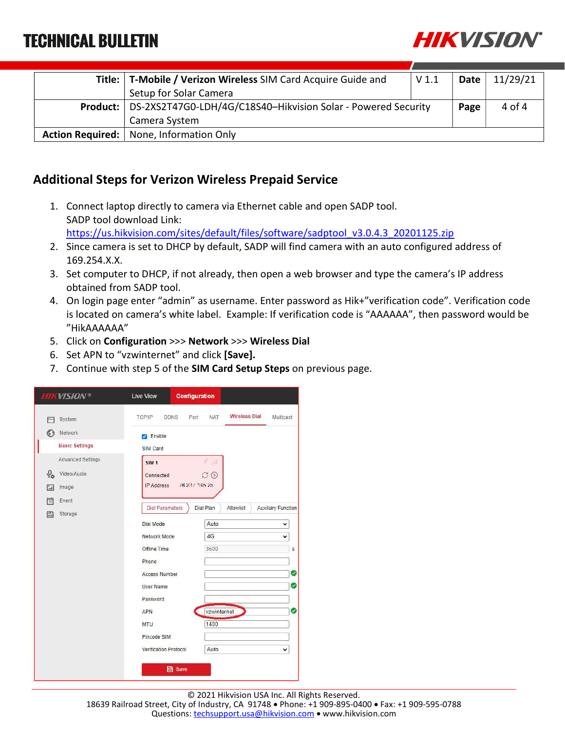# TECHNICAL BULLETIN

| | | | | |
|---|---|---|---|---|
| **Title:** | **T-Mobile / Verizon Wireless** SIM Card Acquire Guide and Setup for Solar Camera | V 1.1 | **Date** | 11/29/21 |
| **Product:** | DS-2XS2T47G0-LDH/4G/C18S40–Hikvision Solar - Powered Security Camera System | | **Page** | 4 of 4 |
| **Action Required:** | None, Information Only | | | |

## Additional Steps for Verizon Wireless Prepaid Service

1. Connect laptop directly to camera via Ethernet cable and open SADP tool.
   SADP tool download Link:
   https://us.hikvision.com/sites/default/files/software/sadptool_v3.0.4.3_20201125.zip
2. Since camera is set to DHCP by default, SADP will find camera with an auto configured address of 169.254.X.X.
3. Set computer to DHCP, if not already, then open a web browser and type the camera's IP address obtained from SADP tool.
4. On login page enter "admin" as username. Enter password as Hik+"verification code". Verification code is located on camera's white label. Example: If verification code is "AAAAAA", then password would be "HikAAAAAA"
5. Click on **Configuration** >>> **Network** >>> **Wireless Dial**
6. Set APN to "vzwinternet" and click **[Save].**
7. Continue with step 5 of the **SIM Card Setup Steps** on previous page.

© 2021 Hikvision USA Inc. All Rights Reserved.
18639 Railroad Street, City of Industry, CA 91748 • Phone: +1 909-895-0400 • Fax: +1 909-595-0788
Questions: techsupport.usa@hikvision.com • www.hikvision.com